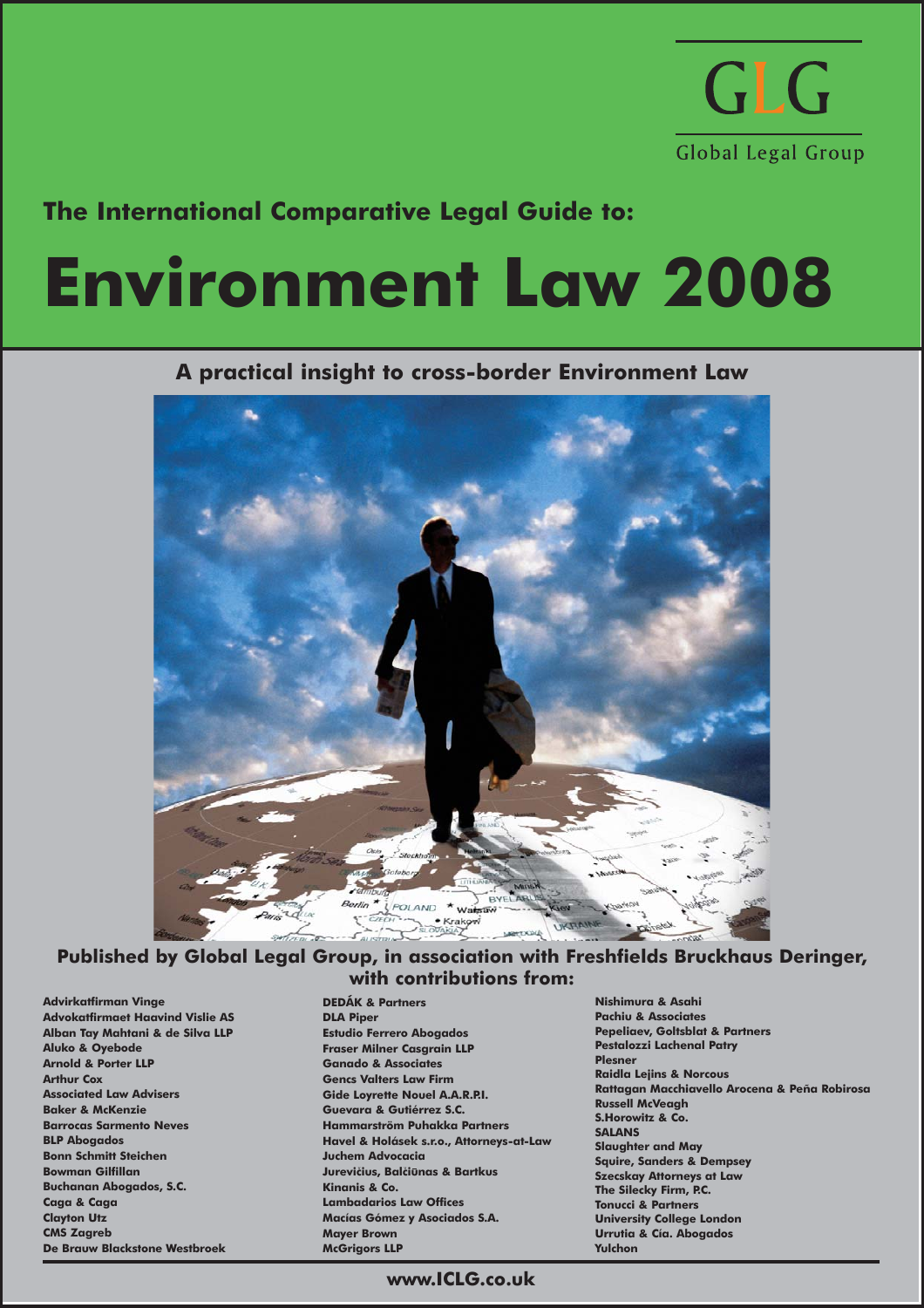GLG

Global Legal Group

**The International Comparative Legal Guide to:**

# Environment Law 2008

**A practical insight to cross-border Environment Law**

**Published by Global Legal Group, in association with Freshfields Bruckhaus Deringer, with contributions from:**

**Advirkatfirman Vinge**
**Advokatfirmaet Haavind Vislie AS**
**Alban Tay Mahtani & de Silva LLP**
**Aluko & Oyebode**
**Arnold & Porter LLP**
**Arthur Cox**
**Associated Law Advisers**
**Baker & McKenzie**
**Barrocas Sarmento Neves**
**BLP Abogados**
**Bonn Schmitt Steichen**
**Bowman Gilfillan**
**Buchanan Abogados, S.C.**
**Caga & Caga**
**Clayton Utz**
**CMS Zagreb**
**De Brauw Blackstone Westbroek**
**DEDÁK & Partners**
**DLA Piper**
**Estudio Ferrero Abogados**
**Fraser Milner Casgrain LLP**
**Ganado & Associates**
**Gencs Valters Law Firm**
**Gide Loyrette Nouel A.A.R.P.I.**
**Guevara & Gutiérrez S.C.**
**Hammarström Puhakka Partners**
**Havel & Holásek s.r.o., Attorneys-at-Law**
**Juchem Advocacia**
**Jurevičius, Balčiūnas & Bartkus**
**Kinanis & Co.**
**Lambadarios Law Offices**
**Macías Gómez y Asociados S.A.**
**Mayer Brown**
**McGrigors LLP**
**Nishimura & Asahi**
**Pachiu & Associates**
**Pepeliaev, Goltsblat & Partners**
**Pestalozzi Lachenal Patry**
**Plesner**
**Raidla Lejins & Norcous**
**Rattagan Macchiavello Arocena & Peña Robirosa**
**Russell McVeagh**
**S.Horowitz & Co.**
**SALANS**
**Slaughter and May**
**Squire, Sanders & Dempsey**
**Szecskay Attorneys at Law**
**The Silecky Firm, P.C.**
**Tonucci & Partners**
**University College London**
**Urrutia & Cía. Abogados**
**Yulchon**

**www.ICLG.co.uk**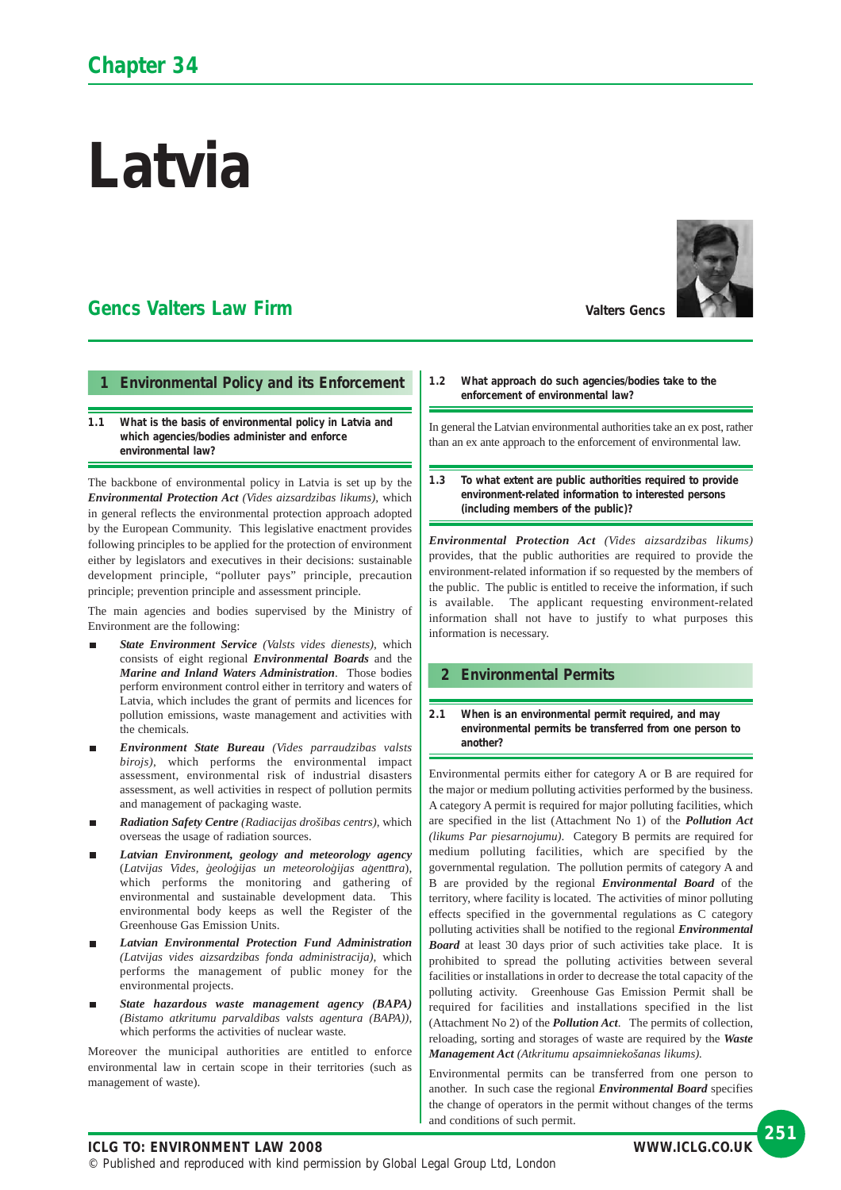# Chapter 34

# Latvia

## Gencs Valters Law Firm

Valters Gencs

## 1 Environmental Policy and its Enforcement

### 1.1 What is the basis of environmental policy in Latvia and which agencies/bodies administer and enforce environmental law?

The backbone of environmental policy in Latvia is set up by the ***Environmental Protection Act*** *(Vides aizsardzibas likums)*, which in general reflects the environmental protection approach adopted by the European Community. This legislative enactment provides following principles to be applied for the protection of environment either by legislators and executives in their decisions: sustainable development principle, "polluter pays" principle, precaution principle; prevention principle and assessment principle.

The main agencies and bodies supervised by the Ministry of Environment are the following:

- ***State Environment Service*** *(Valsts vides dienests)*, which consists of eight regional ***Environmental Boards*** and the ***Marine and Inland Waters Administration***. Those bodies perform environment control either in territory and waters of Latvia, which includes the grant of permits and licences for pollution emissions, waste management and activities with the chemicals.
- ***Environment State Bureau*** *(Vides parraudzibas valsts birojs)*, which performs the environmental impact assessment, environmental risk of industrial disasters assessment, as well activities in respect of pollution permits and management of packaging waste.
- ***Radiation Safety Centre*** *(Radiacijas drošibas centrs)*, which overseas the usage of radiation sources.
- ***Latvian Environment, geology and meteorology agency*** (*Latvijas Vides, ģeoloģijas un meteoroloģijas aģentūra*), which performs the monitoring and gathering of environmental and sustainable development data. This environmental body keeps as well the Register of the Greenhouse Gas Emission Units.
- ***Latvian Environmental Protection Fund Administration*** *(Latvijas vides aizsardzibas fonda administracija)*, which performs the management of public money for the environmental projects.
- ***State hazardous waste management agency (BAPA)*** *(Bistamo atkritumu parvaldibas valsts agentura (BAPA))*, which performs the activities of nuclear waste.

Moreover the municipal authorities are entitled to enforce environmental law in certain scope in their territories (such as management of waste).

### 1.2 What approach do such agencies/bodies take to the enforcement of environmental law?

In general the Latvian environmental authorities take an ex post, rather than an ex ante approach to the enforcement of environmental law.

### 1.3 To what extent are public authorities required to provide environment-related information to interested persons (including members of the public)?

***Environmental Protection Act*** *(Vides aizsardzibas likums)* provides, that the public authorities are required to provide the environment-related information if so requested by the members of the public. The public is entitled to receive the information, if such is available. The applicant requesting environment-related information shall not have to justify to what purposes this information is necessary.

## 2 Environmental Permits

### 2.1 When is an environmental permit required, and may environmental permits be transferred from one person to another?

Environmental permits either for category A or B are required for the major or medium polluting activities performed by the business. A category A permit is required for major polluting facilities, which are specified in the list (Attachment No 1) of the ***Pollution Act*** *(likums Par piesarnojumu)*. Category B permits are required for medium polluting facilities, which are specified by the governmental regulation. The pollution permits of category A and B are provided by the regional ***Environmental Board*** of the territory, where facility is located. The activities of minor polluting effects specified in the governmental regulations as C category polluting activities shall be notified to the regional ***Environmental Board*** at least 30 days prior of such activities take place. It is prohibited to spread the polluting activities between several facilities or installations in order to decrease the total capacity of the polluting activity. Greenhouse Gas Emission Permit shall be required for facilities and installations specified in the list (Attachment No 2) of the ***Pollution Act***. The permits of collection, reloading, sorting and storages of waste are required by the ***Waste Management Act*** *(Atkritumu apsaimniekošanas likums)*.

Environmental permits can be transferred from one person to another. In such case the regional ***Environmental Board*** specifies the change of operators in the permit without changes of the terms and conditions of such permit.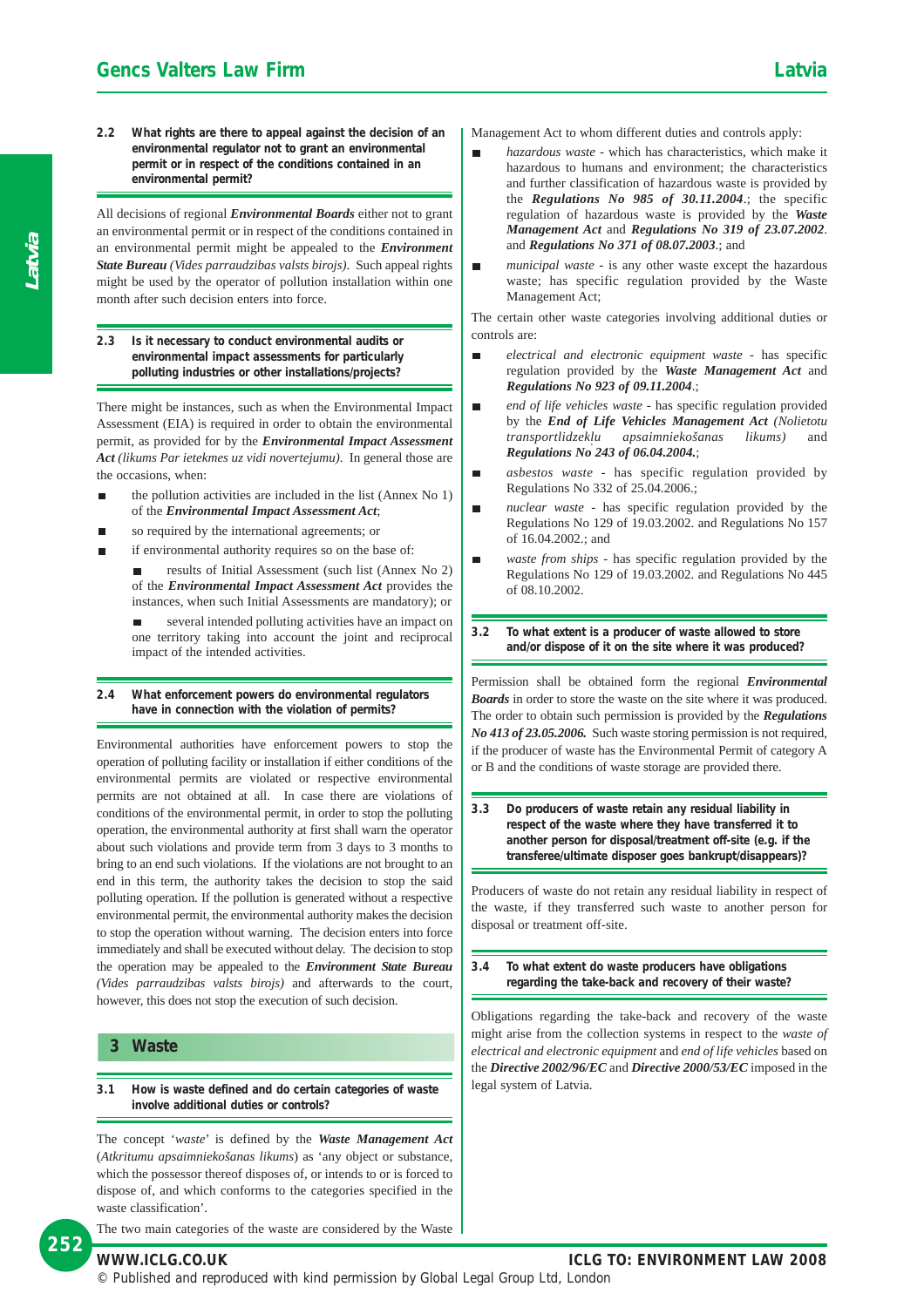### 2.2 What rights are there to appeal against the decision of an environmental regulator not to grant an environmental permit or in respect of the conditions contained in an environmental permit?

All decisions of regional ***Environmental Boards*** either not to grant an environmental permit or in respect of the conditions contained in an environmental permit might be appealed to the ***Environment State Bureau*** *(Vides parraudzibas valsts birojs)*. Such appeal rights might be used by the operator of pollution installation within one month after such decision enters into force.

### 2.3 Is it necessary to conduct environmental audits or environmental impact assessments for particularly polluting industries or other installations/projects?

There might be instances, such as when the Environmental Impact Assessment (EIA) is required in order to obtain the environmental permit, as provided for by the ***Environmental Impact Assessment Act*** *(likums Par ietekmes uz vidi novertejumu)*. In general those are the occasions, when:

- the pollution activities are included in the list (Annex No 1) of the ***Environmental Impact Assessment Act***;
- so required by the international agreements; or
- if environmental authority requires so on the base of:
  - results of Initial Assessment (such list (Annex No 2) of the ***Environmental Impact Assessment Act*** provides the instances, when such Initial Assessments are mandatory); or
  - several intended polluting activities have an impact on one territory taking into account the joint and reciprocal impact of the intended activities.

### 2.4 What enforcement powers do environmental regulators have in connection with the violation of permits?

Environmental authorities have enforcement powers to stop the operation of polluting facility or installation if either conditions of the environmental permits are violated or respective environmental permits are not obtained at all. In case there are violations of conditions of the environmental permit, in order to stop the polluting operation, the environmental authority at first shall warn the operator about such violations and provide term from 3 days to 3 months to bring to an end such violations. If the violations are not brought to an end in this term, the authority takes the decision to stop the said polluting operation. If the pollution is generated without a respective environmental permit, the environmental authority makes the decision to stop the operation without warning. The decision enters into force immediately and shall be executed without delay. The decision to stop the operation may be appealed to the ***Environment State Bureau*** *(Vides parraudzibas valsts birojs)* and afterwards to the court, however, this does not stop the execution of such decision.

## 3 Waste

### 3.1 How is waste defined and do certain categories of waste involve additional duties or controls?

The concept '*waste*' is defined by the ***Waste Management Act*** (*Atkritumu apsaimniekošanas likums*) as 'any object or substance, which the possessor thereof disposes of, or intends to or is forced to dispose of, and which conforms to the categories specified in the waste classification'.

The two main categories of the waste are considered by the Waste Management Act to whom different duties and controls apply:

- *hazardous waste* - which has characteristics, which make it hazardous to humans and environment; the characteristics and further classification of hazardous waste is provided by the ***Regulations No 985 of 30.11.2004***.; the specific regulation of hazardous waste is provided by the ***Waste Management Act*** and ***Regulations No 319 of 23.07.2002***. and ***Regulations No 371 of 08.07.2003***.; and
- *municipal waste* - is any other waste except the hazardous waste; has specific regulation provided by the Waste Management Act;

The certain other waste categories involving additional duties or controls are:

- *electrical and electronic equipment waste* - has specific regulation provided by the ***Waste Management Act*** and ***Regulations No 923 of 09.11.2004***.;
- *end of life vehicles waste* - has specific regulation provided by the ***End of Life Vehicles Management Act*** *(Nolietotu transportlidzeklu apsaimniekošanas likums)* and ***Regulations No 243 of 06.04.2004.***;
- *asbestos waste* - has specific regulation provided by Regulations No 332 of 25.04.2006.;
- *nuclear waste* - has specific regulation provided by the Regulations No 129 of 19.03.2002. and Regulations No 157 of 16.04.2002.; and
- *waste from ships* - has specific regulation provided by the Regulations No 129 of 19.03.2002. and Regulations No 445 of 08.10.2002.

### 3.2 To what extent is a producer of waste allowed to store and/or dispose of it on the site where it was produced?

Permission shall be obtained form the regional ***Environmental Boards*** in order to store the waste on the site where it was produced. The order to obtain such permission is provided by the ***Regulations No 413 of 23.05.2006.*** Such waste storing permission is not required, if the producer of waste has the Environmental Permit of category A or B and the conditions of waste storage are provided there.

### 3.3 Do producers of waste retain any residual liability in respect of the waste where they have transferred it to another person for disposal/treatment off-site (e.g. if the transferee/ultimate disposer goes bankrupt/disappears)?

Producers of waste do not retain any residual liability in respect of the waste, if they transferred such waste to another person for disposal or treatment off-site.

### 3.4 To what extent do waste producers have obligations regarding the take-back and recovery of their waste?

Obligations regarding the take-back and recovery of the waste might arise from the collection systems in respect to the *waste of electrical and electronic equipment* and *end of life vehicles* based on the ***Directive 2002/96/EC*** and ***Directive 2000/53/EC*** imposed in the legal system of Latvia.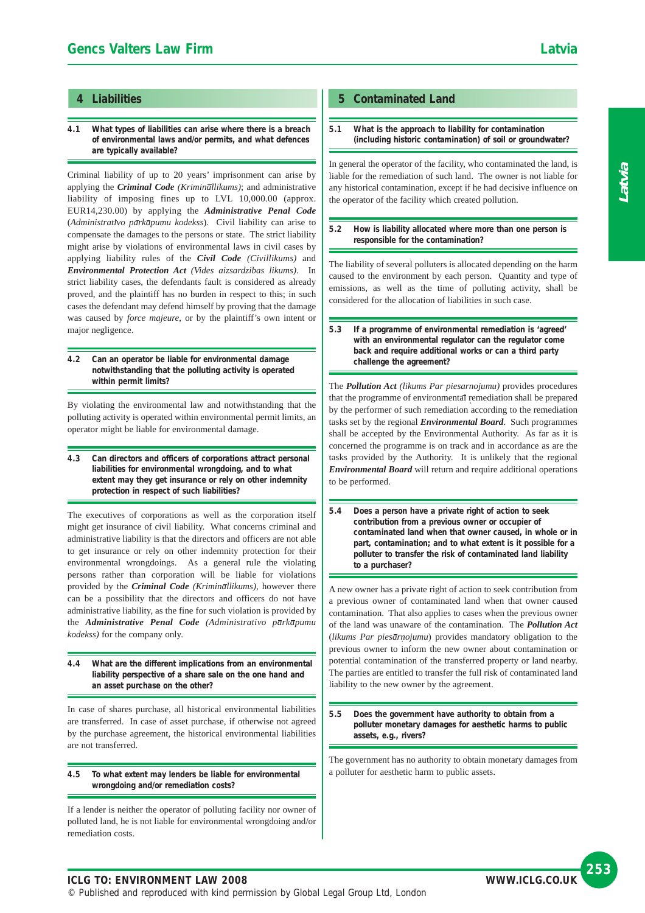## 4 Liabilities

### 4.1 What types of liabilities can arise where there is a breach of environmental laws and/or permits, and what defences are typically available?

Criminal liability of up to 20 years' imprisonment can arise by applying the ***Criminal Code*** *(Krimināllikums)*; and administrative liability of imposing fines up to LVL 10,000.00 (approx. EUR14,230.00) by applying the ***Administrative Penal Code*** (*Administratīvo pārkāpumu kodekss*). Civil liability can arise to compensate the damages to the persons or state. The strict liability might arise by violations of environmental laws in civil cases by applying liability rules of the ***Civil Code*** *(Civillikums)* and ***Environmental Protection Act*** *(Vides aizsardzibas likums)*. In strict liability cases, the defendants fault is considered as already proved, and the plaintiff has no burden in respect to this; in such cases the defendant may defend himself by proving that the damage was caused by *force majeure*, or by the plaintiff's own intent or major negligence.

### 4.2 Can an operator be liable for environmental damage notwithstanding that the polluting activity is operated within permit limits?

By violating the environmental law and notwithstanding that the polluting activity is operated within environmental permit limits, an operator might be liable for environmental damage.

### 4.3 Can directors and officers of corporations attract personal liabilities for environmental wrongdoing, and to what extent may they get insurance or rely on other indemnity protection in respect of such liabilities?

The executives of corporations as well as the corporation itself might get insurance of civil liability. What concerns criminal and administrative liability is that the directors and officers are not able to get insurance or rely on other indemnity protection for their environmental wrongdoings. As a general rule the violating persons rather than corporation will be liable for violations provided by the ***Criminal Code*** *(Krimināllikums)*, however there can be a possibility that the directors and officers do not have administrative liability, as the fine for such violation is provided by the ***Administrative Penal Code*** *(Administratīvo pārkāpumu kodekss)* for the company only.

### 4.4 What are the different implications from an environmental liability perspective of a share sale on the one hand and an asset purchase on the other?

In case of shares purchase, all historical environmental liabilities are transferred. In case of asset purchase, if otherwise not agreed by the purchase agreement, the historical environmental liabilities are not transferred.

### 4.5 To what extent may lenders be liable for environmental wrongdoing and/or remediation costs?

If a lender is neither the operator of polluting facility nor owner of polluted land, he is not liable for environmental wrongdoing and/or remediation costs.

## 5 Contaminated Land

### 5.1 What is the approach to liability for contamination (including historic contamination) of soil or groundwater?

In general the operator of the facility, who contaminated the land, is liable for the remediation of such land. The owner is not liable for any historical contamination, except if he had decisive influence on the operator of the facility which created pollution.

### 5.2 How is liability allocated where more than one person is responsible for the contamination?

The liability of several polluters is allocated depending on the harm caused to the environment by each person. Quantity and type of emissions, as well as the time of polluting activity, shall be considered for the allocation of liabilities in such case.

### 5.3 If a programme of environmental remediation is 'agreed' with an environmental regulator can the regulator come back and require additional works or can a third party challenge the agreement?

The ***Pollution Act*** *(likums Par piesarnojumu)* provides procedures that the programme of environmental remediation shall be prepared by the performer of such remediation according to the remediation tasks set by the regional ***Environmental Board***. Such programmes shall be accepted by the Environmental Authority. As far as it is concerned the programme is on track and in accordance as are the tasks provided by the Authority. It is unlikely that the regional ***Environmental Board*** will return and require additional operations to be performed.

### 5.4 Does a person have a private right of action to seek contribution from a previous owner or occupier of contaminated land when that owner caused, in whole or in part, contamination; and to what extent is it possible for a polluter to transfer the risk of contaminated land liability to a purchaser?

A new owner has a private right of action to seek contribution from a previous owner of contaminated land when that owner caused contamination. That also applies to cases when the previous owner of the land was unaware of the contamination. The ***Pollution Act*** (*likums Par piesārņojumu*) provides mandatory obligation to the previous owner to inform the new owner about contamination or potential contamination of the transferred property or land nearby. The parties are entitled to transfer the full risk of contaminated land liability to the new owner by the agreement.

### 5.5 Does the government have authority to obtain from a polluter monetary damages for aesthetic harms to public assets, e.g., rivers?

The government has no authority to obtain monetary damages from a polluter for aesthetic harm to public assets.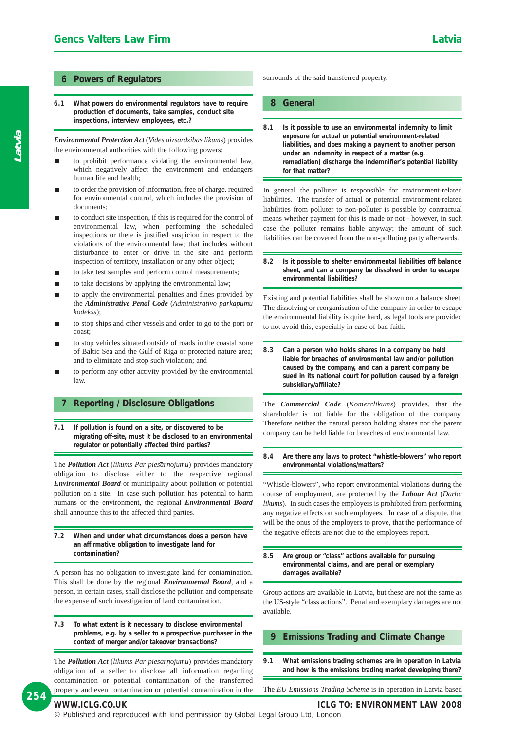## 6 Powers of Regulators

**6.1 What powers do environmental regulators have to require production of documents, take samples, conduct site inspections, interview employees, etc.?**

***Environmental Protection Act*** (*Vides aizsardzibas likums*) provides the environmental authorities with the following powers:

- to prohibit performance violating the environmental law, which negatively affect the environment and endangers human life and health;
- to order the provision of information, free of charge, required for environmental control, which includes the provision of documents;
- to conduct site inspection, if this is required for the control of environmental law, when performing the scheduled inspections or there is justified suspicion in respect to the violations of the environmental law; that includes without disturbance to enter or drive in the site and perform inspection of territory, installation or any other object;
- to take test samples and perform control measurements;
- to take decisions by applying the environmental law;
- to apply the environmental penalties and fines provided by the ***Administrative Penal Code*** (*Administrativo pārkāpumu kodekss*);
- to stop ships and other vessels and order to go to the port or coast;
- to stop vehicles situated outside of roads in the coastal zone of Baltic Sea and the Gulf of Riga or protected nature area; and to eliminate and stop such violation; and
- to perform any other activity provided by the environmental law.

## 7 Reporting / Disclosure Obligations

**7.1 If pollution is found on a site, or discovered to be migrating off-site, must it be disclosed to an environmental regulator or potentially affected third parties?**

The ***Pollution Act*** (*likums Par piesārņojumu*) provides mandatory obligation to disclose either to the respective regional ***Environmental Board*** or municipality about pollution or potential pollution on a site. In case such pollution has potential to harm humans or the environment, the regional ***Environmental Board*** shall announce this to the affected third parties.

**7.2 When and under what circumstances does a person have an affirmative obligation to investigate land for contamination?**

A person has no obligation to investigate land for contamination. This shall be done by the regional ***Environmental Board***, and a person, in certain cases, shall disclose the pollution and compensate the expense of such investigation of land contamination.

**7.3 To what extent is it necessary to disclose environmental problems, e.g. by a seller to a prospective purchaser in the context of merger and/or takeover transactions?**

The ***Pollution Act*** (*likums Par piesārņojumu*) provides mandatory obligation of a seller to disclose all information regarding contamination or potential contamination of the transferred property and even contamination or potential contamination in the surrounds of the said transferred property.

## 8 General

**8.1 Is it possible to use an environmental indemnity to limit exposure for actual or potential environment-related liabilities, and does making a payment to another person under an indemnity in respect of a matter (e.g. remediation) discharge the indemnifier's potential liability for that matter?**

In general the polluter is responsible for environment-related liabilities. The transfer of actual or potential environment-related liabilities from polluter to non-polluter is possible by contractual means whether payment for this is made or not - however, in such case the polluter remains liable anyway; the amount of such liabilities can be covered from the non-polluting party afterwards.

**8.2 Is it possible to shelter environmental liabilities off balance sheet, and can a company be dissolved in order to escape environmental liabilities?**

Existing and potential liabilities shall be shown on a balance sheet. The dissolving or reorganisation of the company in order to escape the environmental liability is quite hard, as legal tools are provided to not avoid this, especially in case of bad faith.

**8.3 Can a person who holds shares in a company be held liable for breaches of environmental law and/or pollution caused by the company, and can a parent company be sued in its national court for pollution caused by a foreign subsidiary/affiliate?**

The ***Commercial Code*** (*Komerclikums*) provides, that the shareholder is not liable for the obligation of the company. Therefore neither the natural person holding shares nor the parent company can be held liable for breaches of environmental law.

**8.4 Are there any laws to protect "whistle-blowers" who report environmental violations/matters?**

"Whistle-blowers", who report environmental violations during the course of employment, are protected by the ***Labour Act*** (*Darba likums*). In such cases the employers is prohibited from performing any negative effects on such employees. In case of a dispute, that will be the onus of the employers to prove, that the performance of the negative effects are not due to the employees report.

**8.5 Are group or "class" actions available for pursuing environmental claims, and are penal or exemplary damages available?**

Group actions are available in Latvia, but these are not the same as the US-style "class actions". Penal and exemplary damages are not available.

## 9 Emissions Trading and Climate Change

**9.1 What emissions trading schemes are in operation in Latvia and how is the emissions trading market developing there?**

The *EU Emissions Trading Scheme* is in operation in Latvia based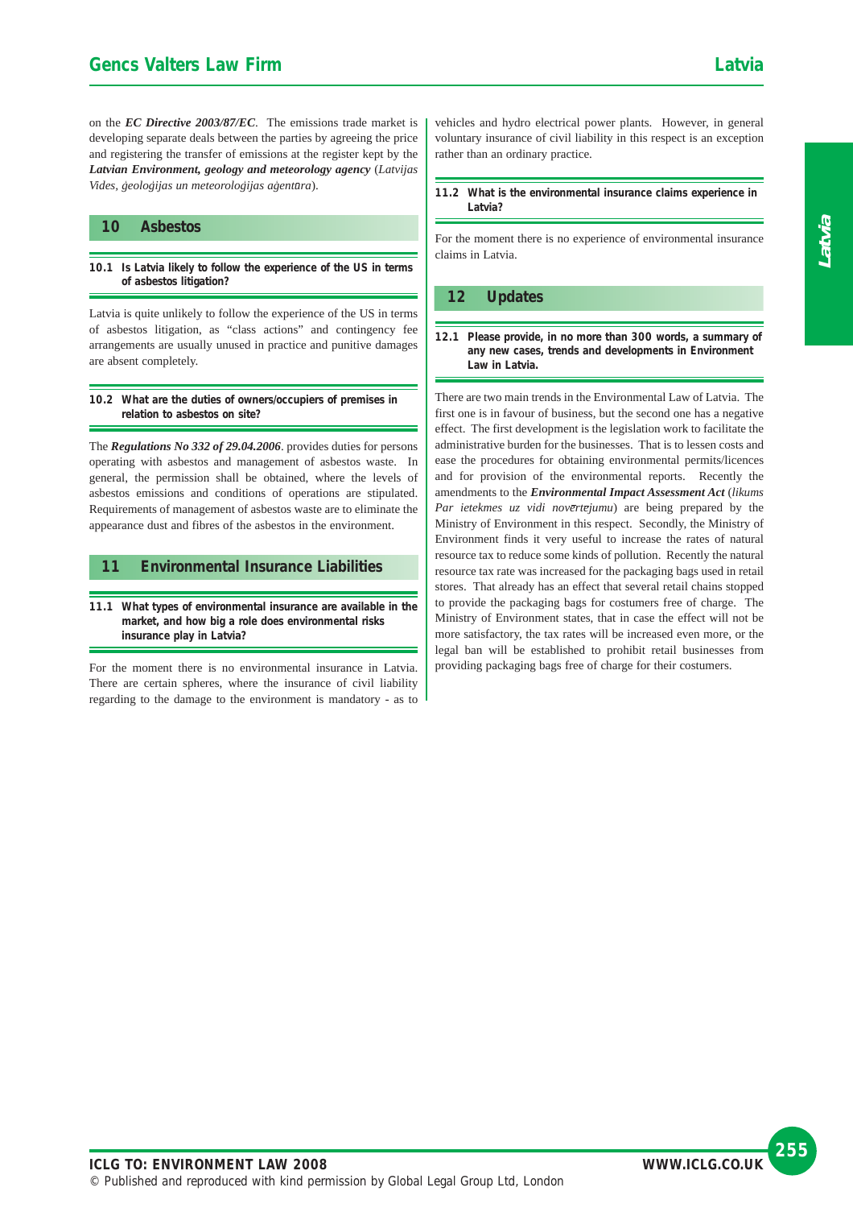on the ***EC Directive 2003/87/EC***. The emissions trade market is developing separate deals between the parties by agreeing the price and registering the transfer of emissions at the register kept by the ***Latvian Environment, geology and meteorology agency*** (*Latvijas Vides, ģeoloģijas un meteoroloģijas aģentūra*).

## 10 Asbestos

### 10.1 Is Latvia likely to follow the experience of the US in terms of asbestos litigation?

Latvia is quite unlikely to follow the experience of the US in terms of asbestos litigation, as "class actions" and contingency fee arrangements are usually unused in practice and punitive damages are absent completely.

### 10.2 What are the duties of owners/occupiers of premises in relation to asbestos on site?

The ***Regulations No 332 of 29.04.2006***. provides duties for persons operating with asbestos and management of asbestos waste. In general, the permission shall be obtained, where the levels of asbestos emissions and conditions of operations are stipulated. Requirements of management of asbestos waste are to eliminate the appearance dust and fibres of the asbestos in the environment.

## 11 Environmental Insurance Liabilities

### 11.1 What types of environmental insurance are available in the market, and how big a role does environmental risks insurance play in Latvia?

For the moment there is no environmental insurance in Latvia. There are certain spheres, where the insurance of civil liability regarding to the damage to the environment is mandatory - as to vehicles and hydro electrical power plants. However, in general voluntary insurance of civil liability in this respect is an exception rather than an ordinary practice.

### 11.2 What is the environmental insurance claims experience in Latvia?

For the moment there is no experience of environmental insurance claims in Latvia.

## 12 Updates

### 12.1 Please provide, in no more than 300 words, a summary of any new cases, trends and developments in Environment Law in Latvia.

There are two main trends in the Environmental Law of Latvia. The first one is in favour of business, but the second one has a negative effect. The first development is the legislation work to facilitate the administrative burden for the businesses. That is to lessen costs and ease the procedures for obtaining environmental permits/licences and for provision of the environmental reports. Recently the amendments to the ***Environmental Impact Assessment Act*** (*likums Par ietekmes uz vidi novērtejumu*) are being prepared by the Ministry of Environment in this respect. Secondly, the Ministry of Environment finds it very useful to increase the rates of natural resource tax to reduce some kinds of pollution. Recently the natural resource tax rate was increased for the packaging bags used in retail stores. That already has an effect that several retail chains stopped to provide the packaging bags for costumers free of charge. The Ministry of Environment states, that in case the effect will not be more satisfactory, the tax rates will be increased even more, or the legal ban will be established to prohibit retail businesses from providing packaging bags free of charge for their costumers.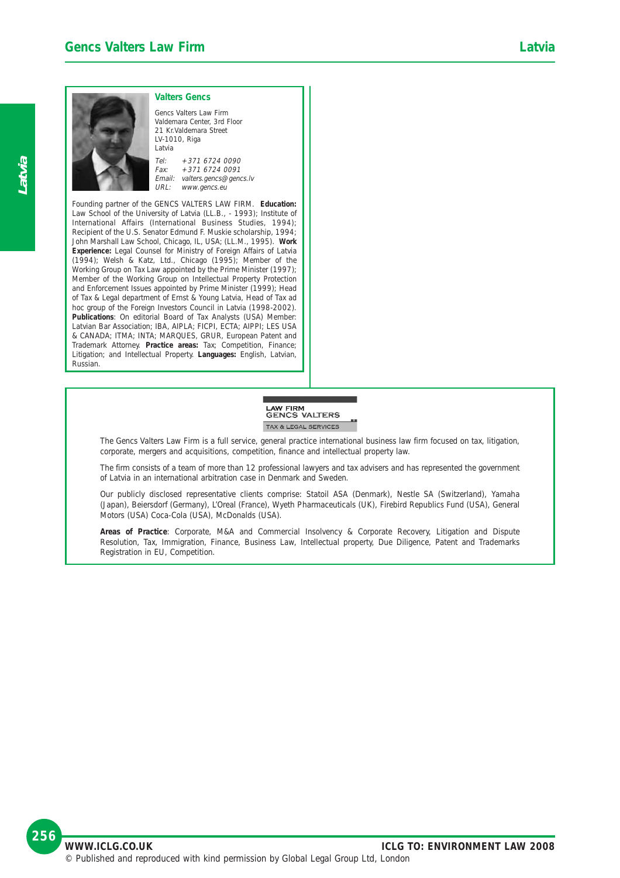## Valters Gencs

Gencs Valters Law Firm
Valdemara Center, 3rd Floor
21 Kr.Valdemara Street
LV-1010, Riga
Latvia

*Tel:* +371 6724 0090
*Fax:* +371 6724 0091
*Email:* valters.gencs@gencs.lv
*URL:* www.gencs.eu

Founding partner of the GENCS VALTERS LAW FIRM. **Education:** Law School of the University of Latvia (LL.B., - 1993); Institute of International Affairs (International Business Studies, 1994); Recipient of the U.S. Senator Edmund F. Muskie scholarship, 1994; John Marshall Law School, Chicago, IL, USA; (LL.M., 1995). **Work Experience:** Legal Counsel for Ministry of Foreign Affairs of Latvia (1994); Welsh & Katz, Ltd., Chicago (1995); Member of the Working Group on Tax Law appointed by the Prime Minister (1997); Member of the Working Group on Intellectual Property Protection and Enforcement Issues appointed by Prime Minister (1999); Head of Tax & Legal department of Ernst & Young Latvia, Head of Tax ad hoc group of the Foreign Investors Council in Latvia (1998-2002). **Publications**: On editorial Board of Tax Analysts (USA) Member: Latvian Bar Association; IBA, AIPLA; FICPI, ECTA; AIPPI; LES USA & CANADA; ITMA; INTA; MARQUES, GRUR, European Patent and Trademark Attorney. **Practice areas:** Tax; Competition, Finance; Litigation; and Intellectual Property. **Languages:** English, Latvian, Russian.

LAW FIRM
GENCS VALTERS
TAX & LEGAL SERVICES

The Gencs Valters Law Firm is a full service, general practice international business law firm focused on tax, litigation, corporate, mergers and acquisitions, competition, finance and intellectual property law.

The firm consists of a team of more than 12 professional lawyers and tax advisers and has represented the government of Latvia in an international arbitration case in Denmark and Sweden.

Our publicly disclosed representative clients comprise: Statoil ASA (Denmark), Nestle SA (Switzerland), Yamaha (Japan), Beiersdorf (Germany), L'Oreal (France), Wyeth Pharmaceuticals (UK), Firebird Republics Fund (USA), General Motors (USA) Coca-Cola (USA), McDonalds (USA).

**Areas of Practice**: Corporate, M&A and Commercial Insolvency & Corporate Recovery, Litigation and Dispute Resolution, Tax, Immigration, Finance, Business Law, Intellectual property, Due Diligence, Patent and Trademarks Registration in EU, Competition.

© Published and reproduced with kind permission by Global Legal Group Ltd, London